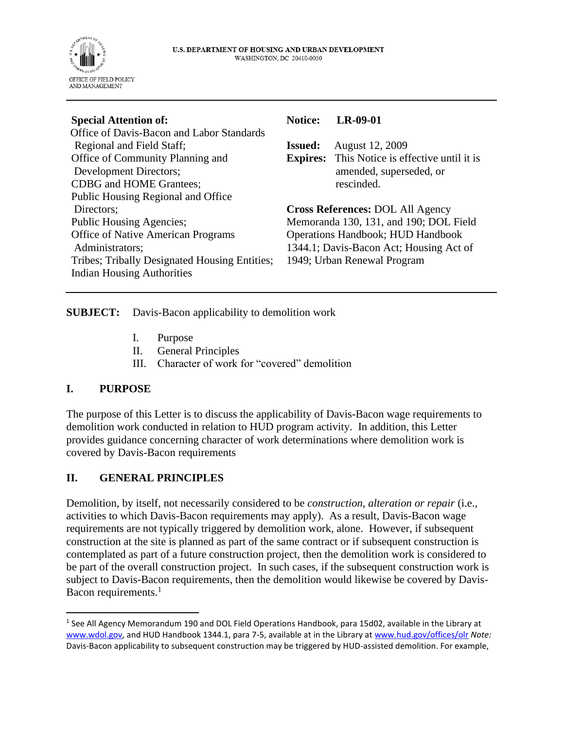U.S. DEPARTMENT OF HOUSING AND URBAN DEVELOPMENT
WASHINGTON, DC 20410-0050

OFFICE OF FIELD POLICY AND MANAGEMENT

---

**Special Attention of:**
Office of Davis-Bacon and Labor Standards Regional and Field Staff;
Office of Community Planning and Development Directors;
CDBG and HOME Grantees;
Public Housing Regional and Office Directors;
Public Housing Agencies;
Office of Native American Programs Administrators;
Tribes; Tribally Designated Housing Entities;
Indian Housing Authorities

**Notice:** **LR-09-01**

**Issued:** August 12, 2009
**Expires:** This Notice is effective until it is amended, superseded, or rescinded.

**Cross References:** DOL All Agency Memoranda 130, 131, and 190; DOL Field Operations Handbook; HUD Handbook 1344.1; Davis-Bacon Act; Housing Act of 1949; Urban Renewal Program

---

**SUBJECT:** Davis-Bacon applicability to demolition work

I. Purpose
II. General Principles
III. Character of work for "covered" demolition

## I. PURPOSE

The purpose of this Letter is to discuss the applicability of Davis-Bacon wage requirements to demolition work conducted in relation to HUD program activity. In addition, this Letter provides guidance concerning character of work determinations where demolition work is covered by Davis-Bacon requirements

## II. GENERAL PRINCIPLES

Demolition, by itself, not necessarily considered to be *construction, alteration or repair* (i.e., activities to which Davis-Bacon requirements may apply). As a result, Davis-Bacon wage requirements are not typically triggered by demolition work, alone. However, if subsequent construction at the site is planned as part of the same contract or if subsequent construction is contemplated as part of a future construction project, then the demolition work is considered to be part of the overall construction project. In such cases, if the subsequent construction work is subject to Davis-Bacon requirements, then the demolition would likewise be covered by Davis-Bacon requirements.[1]

---

[1] See All Agency Memorandum 190 and DOL Field Operations Handbook, para 15d02, available in the Library at www.wdol.gov, and HUD Handbook 1344.1, para 7-5, available at in the Library at www.hud.gov/offices/olr *Note:* Davis-Bacon applicability to subsequent construction may be triggered by HUD-assisted demolition. For example,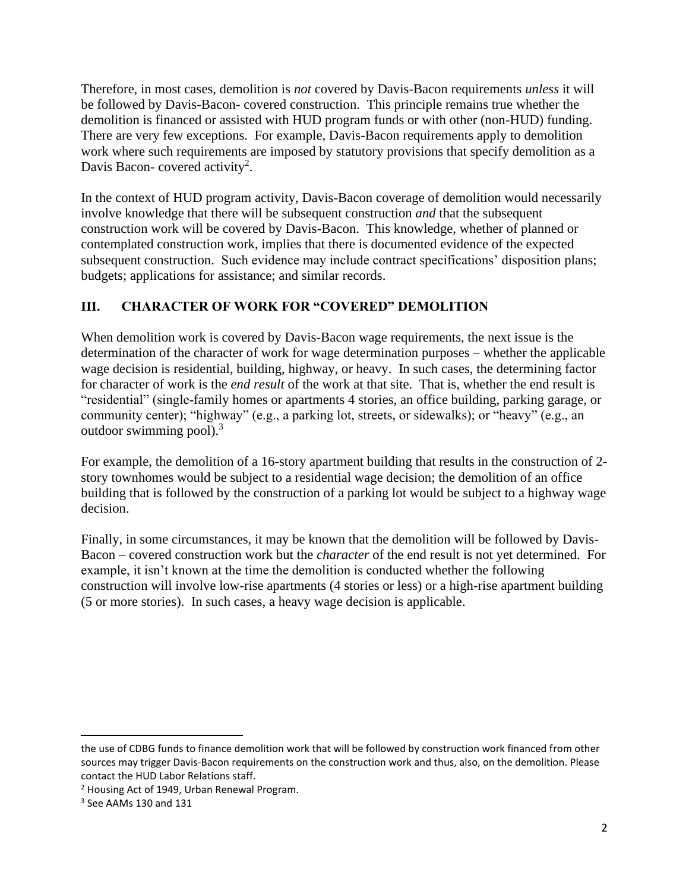Therefore, in most cases, demolition is *not* covered by Davis-Bacon requirements *unless* it will be followed by Davis-Bacon- covered construction. This principle remains true whether the demolition is financed or assisted with HUD program funds or with other (non-HUD) funding. There are very few exceptions. For example, Davis-Bacon requirements apply to demolition work where such requirements are imposed by statutory provisions that specify demolition as a Davis Bacon- covered activity[2].

In the context of HUD program activity, Davis-Bacon coverage of demolition would necessarily involve knowledge that there will be subsequent construction *and* that the subsequent construction work will be covered by Davis-Bacon. This knowledge, whether of planned or contemplated construction work, implies that there is documented evidence of the expected subsequent construction. Such evidence may include contract specifications' disposition plans; budgets; applications for assistance; and similar records.

## III. CHARACTER OF WORK FOR "COVERED" DEMOLITION

When demolition work is covered by Davis-Bacon wage requirements, the next issue is the determination of the character of work for wage determination purposes – whether the applicable wage decision is residential, building, highway, or heavy. In such cases, the determining factor for character of work is the *end result* of the work at that site. That is, whether the end result is "residential" (single-family homes or apartments 4 stories, an office building, parking garage, or community center); "highway" (e.g., a parking lot, streets, or sidewalks); or "heavy" (e.g., an outdoor swimming pool).[3]

For example, the demolition of a 16-story apartment building that results in the construction of 2-story townhomes would be subject to a residential wage decision; the demolition of an office building that is followed by the construction of a parking lot would be subject to a highway wage decision.

Finally, in some circumstances, it may be known that the demolition will be followed by Davis-Bacon – covered construction work but the *character* of the end result is not yet determined. For example, it isn't known at the time the demolition is conducted whether the following construction will involve low-rise apartments (4 stories or less) or a high-rise apartment building (5 or more stories). In such cases, a heavy wage decision is applicable.

---

the use of CDBG funds to finance demolition work that will be followed by construction work financed from other sources may trigger Davis-Bacon requirements on the construction work and thus, also, on the demolition. Please contact the HUD Labor Relations staff.

[2] Housing Act of 1949, Urban Renewal Program.

[3] See AAMs 130 and 131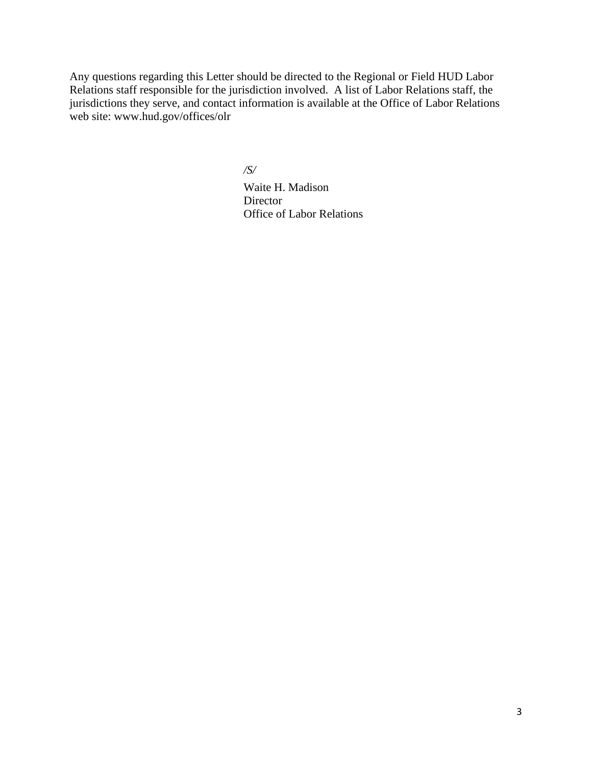Any questions regarding this Letter should be directed to the Regional or Field HUD Labor Relations staff responsible for the jurisdiction involved. A list of Labor Relations staff, the jurisdictions they serve, and contact information is available at the Office of Labor Relations web site: www.hud.gov/offices/olr

*/S/*

Waite H. Madison
Director
Office of Labor Relations